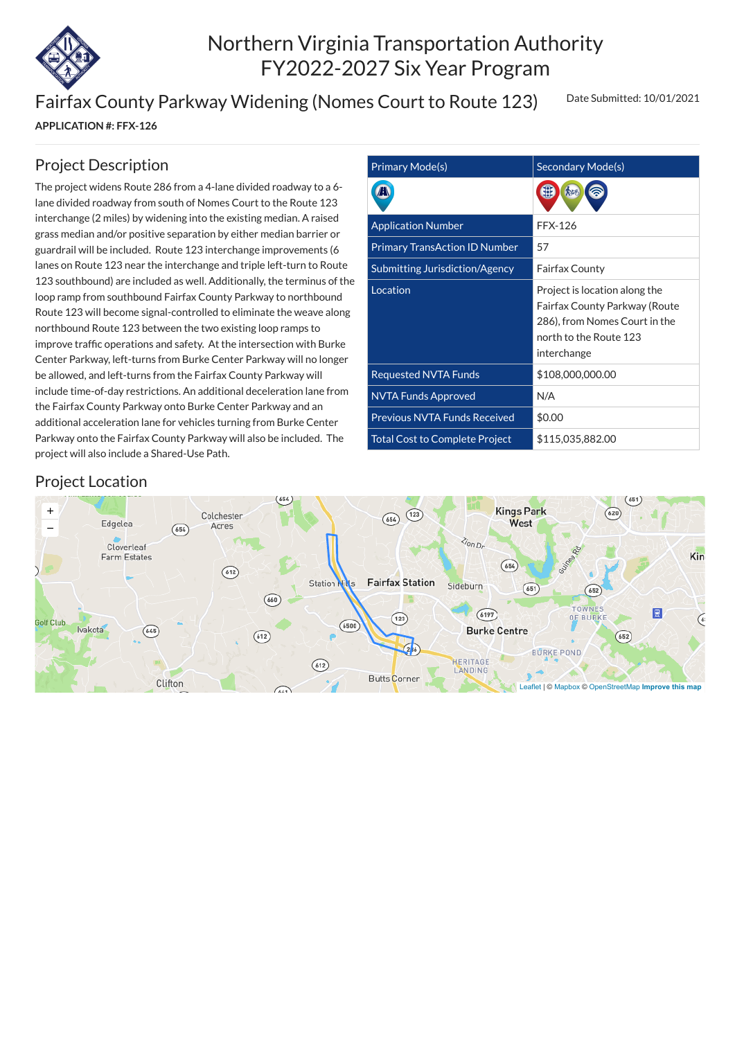# Northern Virginia Transportation Authority
# FY2022-2027 Six Year Program

## Fairfax County Parkway Widening (Nomes Court to Route 123)

Date Submitted: 10/01/2021

**APPLICATION #: FFX-126**

## Project Description

The project widens Route 286 from a 4-lane divided roadway to a 6-lane divided roadway from south of Nomes Court to the Route 123 interchange (2 miles) by widening into the existing median. A raised grass median and/or positive separation by either median barrier or guardrail will be included. Route 123 interchange improvements (6 lanes on Route 123 near the interchange and triple left-turn to Route 123 southbound) are included as well. Additionally, the terminus of the loop ramp from southbound Fairfax County Parkway to northbound Route 123 will become signal-controlled to eliminate the weave along northbound Route 123 between the two existing loop ramps to improve traffic operations and safety. At the intersection with Burke Center Parkway, left-turns from Burke Center Parkway will no longer be allowed, and left-turns from the Fairfax County Parkway will include time-of-day restrictions. An additional deceleration lane from the Fairfax County Parkway onto Burke Center Parkway and an additional acceleration lane for vehicles turning from Burke Center Parkway onto the Fairfax County Parkway will also be included. The project will also include a Shared-Use Path.

| Primary Mode(s) | Secondary Mode(s) |
| --- | --- |
| | |
| Application Number | FFX-126 |
| Primary TransAction ID Number | 57 |
| Submitting Jurisdiction/Agency | Fairfax County |
| Location | Project is location along the Fairfax County Parkway (Route 286), from Nomes Court in the north to the Route 123 interchange |
| Requested NVTA Funds | $108,000,000.00 |
| NVTA Funds Approved | N/A |
| Previous NVTA Funds Received | $0.00 |
| Total Cost to Complete Project | $115,035,882.00 |

## Project Location

Leaflet | © Mapbox © OpenStreetMap **Improve this map**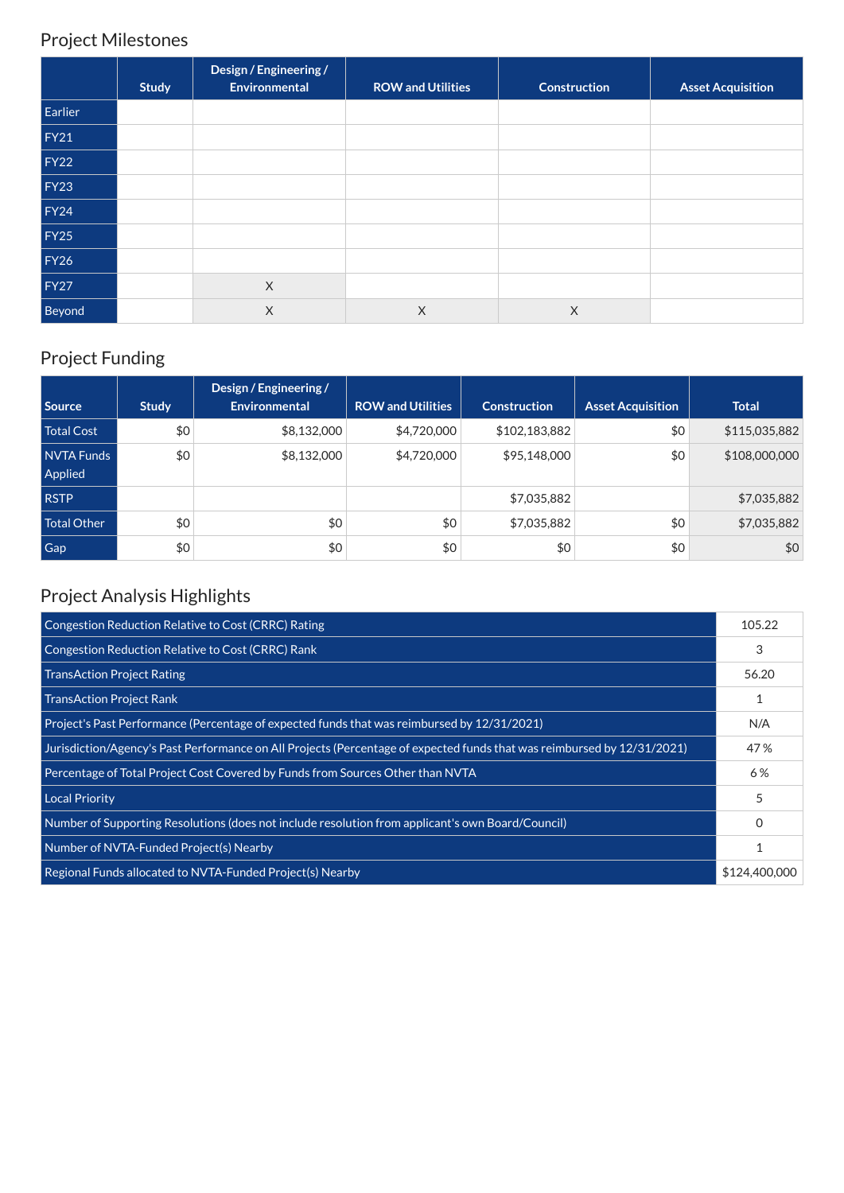## Project Milestones

| | Study | Design / Engineering / Environmental | ROW and Utilities | Construction | Asset Acquisition |
|---|---|---|---|---|---|
| Earlier | | | | | |
| FY21 | | | | | |
| FY22 | | | | | |
| FY23 | | | | | |
| FY24 | | | | | |
| FY25 | | | | | |
| FY26 | | | | | |
| FY27 | | X | | | |
| Beyond | | X | X | X | |

## Project Funding

| Source | Study | Design / Engineering / Environmental | ROW and Utilities | Construction | Asset Acquisition | Total |
|---|---|---|---|---|---|---|
| Total Cost | $0 | $8,132,000 | $4,720,000 | $102,183,882 | $0 | $115,035,882 |
| NVTA Funds Applied | $0 | $8,132,000 | $4,720,000 | $95,148,000 | $0 | $108,000,000 |
| RSTP | | | | $7,035,882 | | $7,035,882 |
| Total Other | $0 | $0 | $0 | $7,035,882 | $0 | $7,035,882 |
| Gap | $0 | $0 | $0 | $0 | $0 | $0 |

## Project Analysis Highlights

| | |
|---|---|
| Congestion Reduction Relative to Cost (CRRC) Rating | 105.22 |
| Congestion Reduction Relative to Cost (CRRC) Rank | 3 |
| TransAction Project Rating | 56.20 |
| TransAction Project Rank | 1 |
| Project's Past Performance (Percentage of expected funds that was reimbursed by 12/31/2021) | N/A |
| Jurisdiction/Agency's Past Performance on All Projects (Percentage of expected funds that was reimbursed by 12/31/2021) | 47 % |
| Percentage of Total Project Cost Covered by Funds from Sources Other than NVTA | 6 % |
| Local Priority | 5 |
| Number of Supporting Resolutions (does not include resolution from applicant's own Board/Council) | 0 |
| Number of NVTA-Funded Project(s) Nearby | 1 |
| Regional Funds allocated to NVTA-Funded Project(s) Nearby | $124,400,000 |